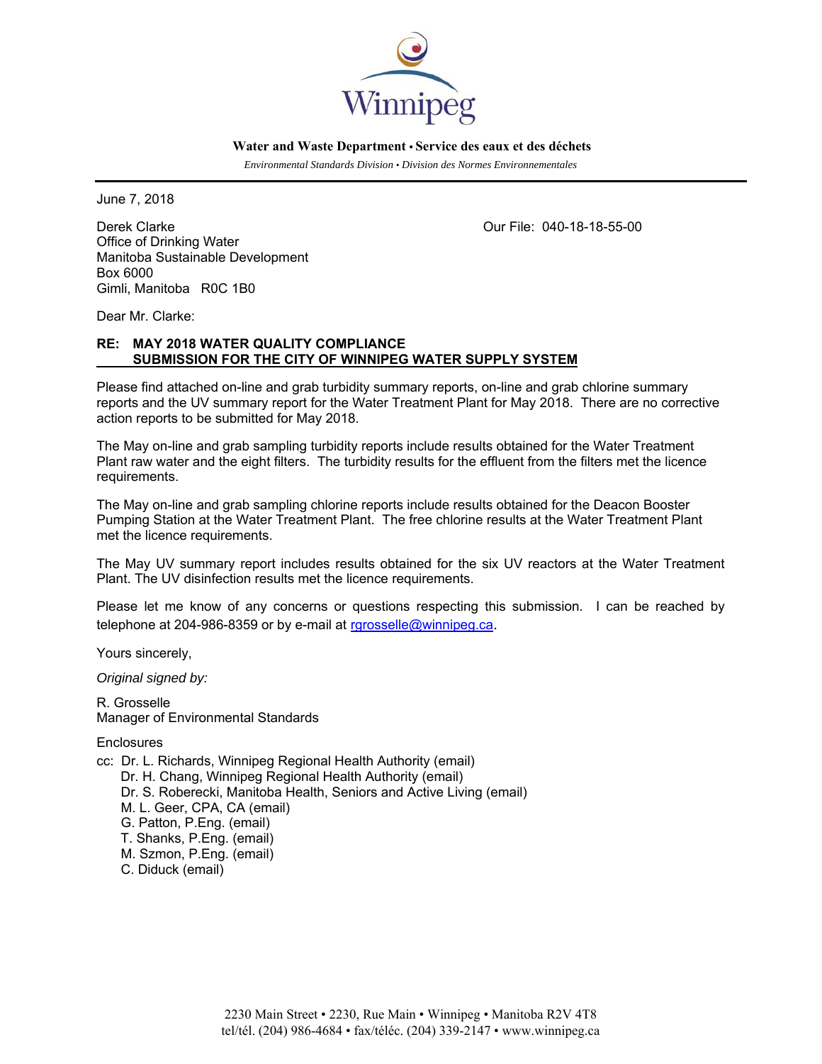Winnipeg

**Water and Waste Department • Service des eaux et des déchets**

*Environmental Standards Division • Division des Normes Environnementales*

June 7, 2018

Derek Clarke
Office of Drinking Water
Manitoba Sustainable Development
Box 6000
Gimli, Manitoba R0C 1B0

Our File: 040-18-18-55-00

Dear Mr. Clarke:

**RE: MAY 2018 WATER QUALITY COMPLIANCE SUBMISSION FOR THE CITY OF WINNIPEG WATER SUPPLY SYSTEM**

Please find attached on-line and grab turbidity summary reports, on-line and grab chlorine summary reports and the UV summary report for the Water Treatment Plant for May 2018. There are no corrective action reports to be submitted for May 2018.

The May on-line and grab sampling turbidity reports include results obtained for the Water Treatment Plant raw water and the eight filters. The turbidity results for the effluent from the filters met the licence requirements.

The May on-line and grab sampling chlorine reports include results obtained for the Deacon Booster Pumping Station at the Water Treatment Plant. The free chlorine results at the Water Treatment Plant met the licence requirements.

The May UV summary report includes results obtained for the six UV reactors at the Water Treatment Plant. The UV disinfection results met the licence requirements.

Please let me know of any concerns or questions respecting this submission. I can be reached by telephone at 204-986-8359 or by e-mail at rgrosselle@winnipeg.ca.

Yours sincerely,

*Original signed by:*

R. Grosselle
Manager of Environmental Standards

Enclosures

cc: Dr. L. Richards, Winnipeg Regional Health Authority (email)
Dr. H. Chang, Winnipeg Regional Health Authority (email)
Dr. S. Roberecki, Manitoba Health, Seniors and Active Living (email)
M. L. Geer, CPA, CA (email)
G. Patton, P.Eng. (email)
T. Shanks, P.Eng. (email)
M. Szmon, P.Eng. (email)
C. Diduck (email)

2230 Main Street • 2230, Rue Main • Winnipeg • Manitoba R2V 4T8
tel/tél. (204) 986-4684 • fax/téléc. (204) 339-2147 • www.winnipeg.ca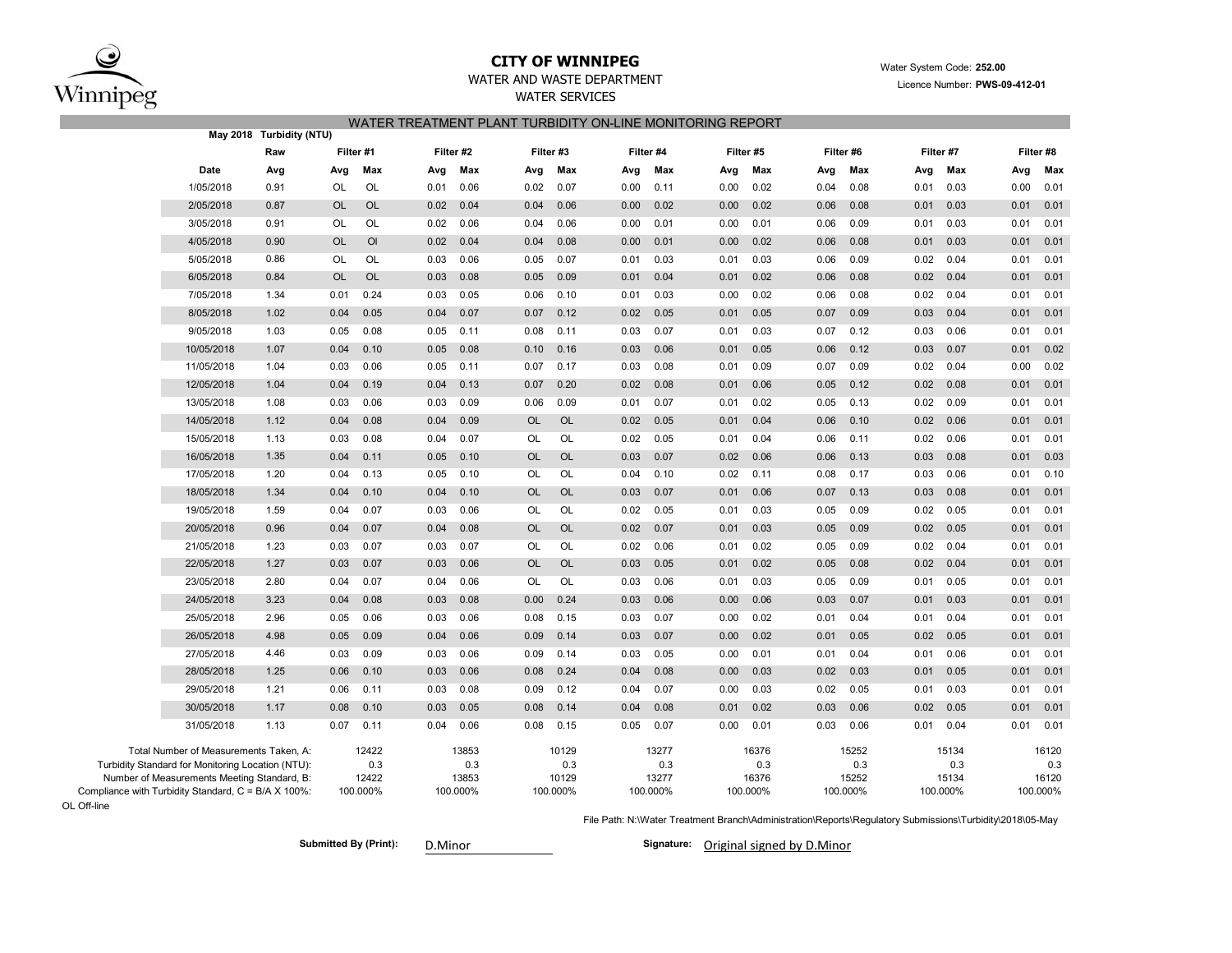**CITY OF WINNIPEG**

WATER AND WASTE DEPARTMENT

WATER SERVICES

Water System Code: **252.00**

Licence Number: **PWS-09-412-01**

## WATER TREATMENT PLANT TURBIDITY ON-LINE MONITORING REPORT

| May 2018 | Turbidity (NTU) | | | | | | | | | | | | | | | | |
|---|---|---|---|---|---|---|---|---|---|---|---|---|---|---|---|---|---|
| | Raw | Filter #1 | | Filter #2 | | Filter #3 | | Filter #4 | | Filter #5 | | Filter #6 | | Filter #7 | | Filter #8 | |
| Date | Avg | Avg | Max | Avg | Max | Avg | Max | Avg | Max | Avg | Max | Avg | Max | Avg | Max | Avg | Max |
| 1/05/2018 | 0.91 | OL | OL | 0.01 | 0.06 | 0.02 | 0.07 | 0.00 | 0.11 | 0.00 | 0.02 | 0.04 | 0.08 | 0.01 | 0.03 | 0.00 | 0.01 |
| 2/05/2018 | 0.87 | OL | OL | 0.02 | 0.04 | 0.04 | 0.06 | 0.00 | 0.02 | 0.00 | 0.02 | 0.06 | 0.08 | 0.01 | 0.03 | 0.01 | 0.01 |
| 3/05/2018 | 0.91 | OL | OL | 0.02 | 0.06 | 0.04 | 0.06 | 0.00 | 0.01 | 0.00 | 0.01 | 0.06 | 0.09 | 0.01 | 0.03 | 0.01 | 0.01 |
| 4/05/2018 | 0.90 | OL | Ol | 0.02 | 0.04 | 0.04 | 0.08 | 0.00 | 0.01 | 0.00 | 0.02 | 0.06 | 0.08 | 0.01 | 0.03 | 0.01 | 0.01 |
| 5/05/2018 | 0.86 | OL | OL | 0.03 | 0.06 | 0.05 | 0.07 | 0.01 | 0.03 | 0.01 | 0.03 | 0.06 | 0.09 | 0.02 | 0.04 | 0.01 | 0.01 |
| 6/05/2018 | 0.84 | OL | OL | 0.03 | 0.08 | 0.05 | 0.09 | 0.01 | 0.04 | 0.01 | 0.02 | 0.06 | 0.08 | 0.02 | 0.04 | 0.01 | 0.01 |
| 7/05/2018 | 1.34 | 0.01 | 0.24 | 0.03 | 0.05 | 0.06 | 0.10 | 0.01 | 0.03 | 0.00 | 0.02 | 0.06 | 0.08 | 0.02 | 0.04 | 0.01 | 0.01 |
| 8/05/2018 | 1.02 | 0.04 | 0.05 | 0.04 | 0.07 | 0.07 | 0.12 | 0.02 | 0.05 | 0.01 | 0.05 | 0.07 | 0.09 | 0.03 | 0.04 | 0.01 | 0.01 |
| 9/05/2018 | 1.03 | 0.05 | 0.08 | 0.05 | 0.11 | 0.08 | 0.11 | 0.03 | 0.07 | 0.01 | 0.03 | 0.07 | 0.12 | 0.03 | 0.06 | 0.01 | 0.01 |
| 10/05/2018 | 1.07 | 0.04 | 0.10 | 0.05 | 0.08 | 0.10 | 0.16 | 0.03 | 0.06 | 0.01 | 0.05 | 0.06 | 0.12 | 0.03 | 0.07 | 0.01 | 0.02 |
| 11/05/2018 | 1.04 | 0.03 | 0.06 | 0.05 | 0.11 | 0.07 | 0.17 | 0.03 | 0.08 | 0.01 | 0.09 | 0.07 | 0.09 | 0.02 | 0.04 | 0.00 | 0.02 |
| 12/05/2018 | 1.04 | 0.04 | 0.19 | 0.04 | 0.13 | 0.07 | 0.20 | 0.02 | 0.08 | 0.01 | 0.06 | 0.05 | 0.12 | 0.02 | 0.08 | 0.01 | 0.01 |
| 13/05/2018 | 1.08 | 0.03 | 0.06 | 0.03 | 0.09 | 0.06 | 0.09 | 0.01 | 0.07 | 0.01 | 0.02 | 0.05 | 0.13 | 0.02 | 0.09 | 0.01 | 0.01 |
| 14/05/2018 | 1.12 | 0.04 | 0.08 | 0.04 | 0.09 | OL | OL | 0.02 | 0.05 | 0.01 | 0.04 | 0.06 | 0.10 | 0.02 | 0.06 | 0.01 | 0.01 |
| 15/05/2018 | 1.13 | 0.03 | 0.08 | 0.04 | 0.07 | OL | OL | 0.02 | 0.05 | 0.01 | 0.04 | 0.06 | 0.11 | 0.02 | 0.06 | 0.01 | 0.01 |
| 16/05/2018 | 1.35 | 0.04 | 0.11 | 0.05 | 0.10 | OL | OL | 0.03 | 0.07 | 0.02 | 0.06 | 0.06 | 0.13 | 0.03 | 0.08 | 0.01 | 0.03 |
| 17/05/2018 | 1.20 | 0.04 | 0.13 | 0.05 | 0.10 | OL | OL | 0.04 | 0.10 | 0.02 | 0.11 | 0.08 | 0.17 | 0.03 | 0.06 | 0.01 | 0.10 |
| 18/05/2018 | 1.34 | 0.04 | 0.10 | 0.04 | 0.10 | OL | OL | 0.03 | 0.07 | 0.01 | 0.06 | 0.07 | 0.13 | 0.03 | 0.08 | 0.01 | 0.01 |
| 19/05/2018 | 1.59 | 0.04 | 0.07 | 0.03 | 0.06 | OL | OL | 0.02 | 0.05 | 0.01 | 0.03 | 0.05 | 0.09 | 0.02 | 0.05 | 0.01 | 0.01 |
| 20/05/2018 | 0.96 | 0.04 | 0.07 | 0.04 | 0.08 | OL | OL | 0.02 | 0.07 | 0.01 | 0.03 | 0.05 | 0.09 | 0.02 | 0.05 | 0.01 | 0.01 |
| 21/05/2018 | 1.23 | 0.03 | 0.07 | 0.03 | 0.07 | OL | OL | 0.02 | 0.06 | 0.01 | 0.02 | 0.05 | 0.09 | 0.02 | 0.04 | 0.01 | 0.01 |
| 22/05/2018 | 1.27 | 0.03 | 0.07 | 0.03 | 0.06 | OL | OL | 0.03 | 0.05 | 0.01 | 0.02 | 0.05 | 0.08 | 0.02 | 0.04 | 0.01 | 0.01 |
| 23/05/2018 | 2.80 | 0.04 | 0.07 | 0.04 | 0.06 | OL | OL | 0.03 | 0.06 | 0.01 | 0.03 | 0.05 | 0.09 | 0.01 | 0.05 | 0.01 | 0.01 |
| 24/05/2018 | 3.23 | 0.04 | 0.08 | 0.03 | 0.08 | 0.00 | 0.24 | 0.03 | 0.06 | 0.00 | 0.06 | 0.03 | 0.07 | 0.01 | 0.03 | 0.01 | 0.01 |
| 25/05/2018 | 2.96 | 0.05 | 0.06 | 0.03 | 0.06 | 0.08 | 0.15 | 0.03 | 0.07 | 0.00 | 0.02 | 0.01 | 0.04 | 0.01 | 0.04 | 0.01 | 0.01 |
| 26/05/2018 | 4.98 | 0.05 | 0.09 | 0.04 | 0.06 | 0.09 | 0.14 | 0.03 | 0.07 | 0.00 | 0.02 | 0.01 | 0.05 | 0.02 | 0.05 | 0.01 | 0.01 |
| 27/05/2018 | 4.46 | 0.03 | 0.09 | 0.03 | 0.06 | 0.09 | 0.14 | 0.03 | 0.05 | 0.00 | 0.01 | 0.01 | 0.04 | 0.01 | 0.06 | 0.01 | 0.01 |
| 28/05/2018 | 1.25 | 0.06 | 0.10 | 0.03 | 0.06 | 0.08 | 0.24 | 0.04 | 0.08 | 0.00 | 0.03 | 0.02 | 0.03 | 0.01 | 0.05 | 0.01 | 0.01 |
| 29/05/2018 | 1.21 | 0.06 | 0.11 | 0.03 | 0.08 | 0.09 | 0.12 | 0.04 | 0.07 | 0.00 | 0.03 | 0.02 | 0.05 | 0.01 | 0.03 | 0.01 | 0.01 |
| 30/05/2018 | 1.17 | 0.08 | 0.10 | 0.03 | 0.05 | 0.08 | 0.14 | 0.04 | 0.08 | 0.01 | 0.02 | 0.03 | 0.06 | 0.02 | 0.05 | 0.01 | 0.01 |
| 31/05/2018 | 1.13 | 0.07 | 0.11 | 0.04 | 0.06 | 0.08 | 0.15 | 0.05 | 0.07 | 0.00 | 0.01 | 0.03 | 0.06 | 0.01 | 0.04 | 0.01 | 0.01 |
| Total Number of Measurements Taken, A: | | | 12422 | | 13853 | | 10129 | | 13277 | | 16376 | | 15252 | | 15134 | | 16120 |
| Turbidity Standard for Monitoring Location (NTU): | | | 0.3 | | 0.3 | | 0.3 | | 0.3 | | 0.3 | | 0.3 | | 0.3 | | 0.3 |
| Number of Measurements Meeting Standard, B: | | | 12422 | | 13853 | | 10129 | | 13277 | | 16376 | | 15252 | | 15134 | | 16120 |
| Compliance with Turbidity Standard, C = B/A X 100%: | | | 100.000% | | 100.000% | | 100.000% | | 100.000% | | 100.000% | | 100.000% | | 100.000% | | 100.000% |

OL Off-line

File Path: N:\Water Treatment Branch\Administration\Reports\Regulatory Submissions\Turbidity\2018\05-May

**Submitted By (Print):** D.Minor

**Signature:** Original signed by D.Minor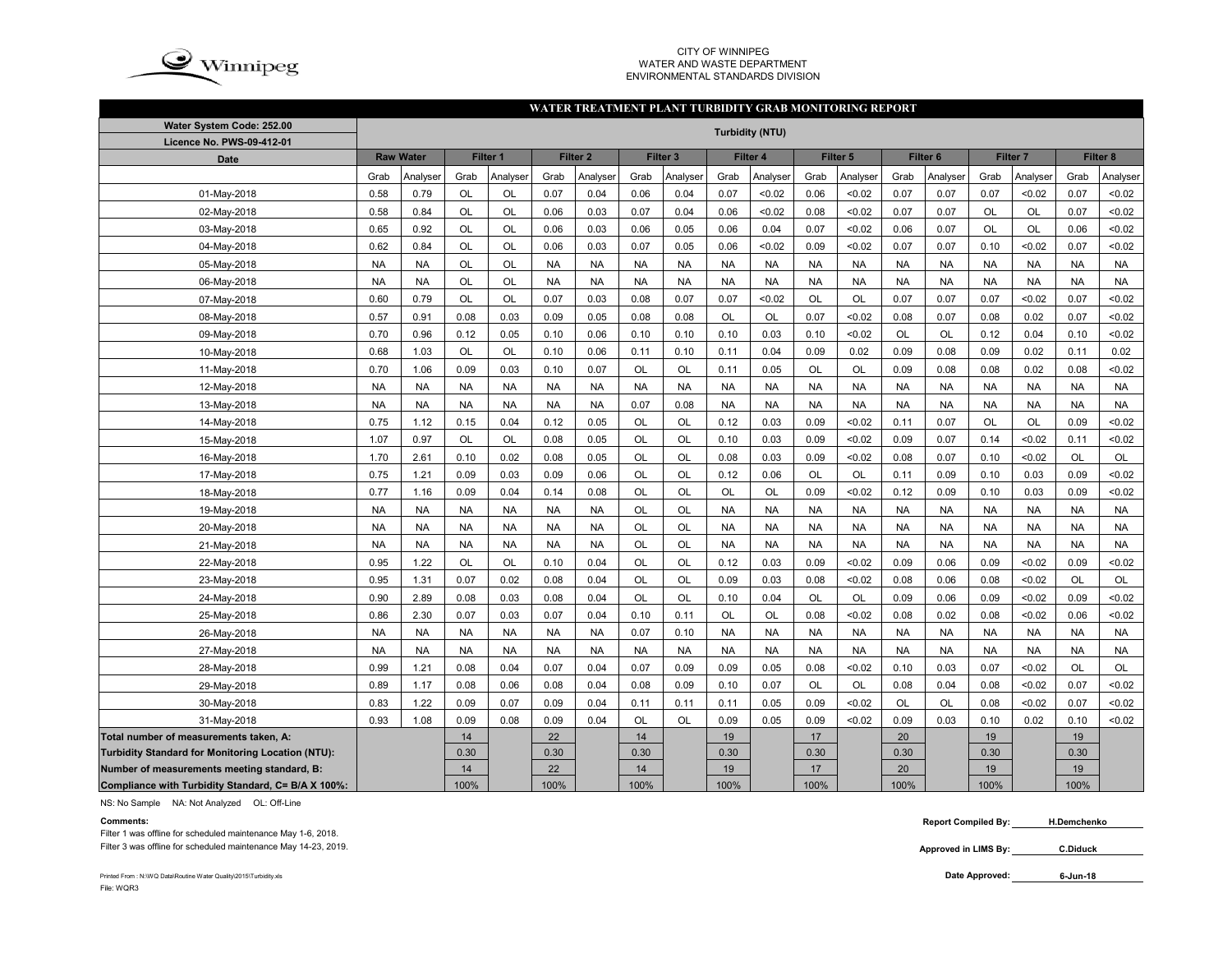CITY OF WINNIPEG
WATER AND WASTE DEPARTMENT
ENVIRONMENTAL STANDARDS DIVISION

## WATER TREATMENT PLANT TURBIDITY GRAB MONITORING REPORT

| Water System Code: 252.00 / Licence No. PWS-09-412-01 | Turbidity (NTU) | | | | | | | | | | | | | | | | | |
|---|---|---|---|---|---|---|---|---|---|---|---|---|---|---|---|---|---|---|
| Date | Raw Water | | Filter 1 | | Filter 2 | | Filter 3 | | Filter 4 | | Filter 5 | | Filter 6 | | Filter 7 | | Filter 8 | |
| | Grab | Analyser | Grab | Analyser | Grab | Analyser | Grab | Analyser | Grab | Analyser | Grab | Analyser | Grab | Analyser | Grab | Analyser | Grab | Analyser |
| 01-May-2018 | 0.58 | 0.79 | OL | OL | 0.07 | 0.04 | 0.06 | 0.04 | 0.07 | <0.02 | 0.06 | <0.02 | 0.07 | 0.07 | 0.07 | <0.02 | 0.07 | <0.02 |
| 02-May-2018 | 0.58 | 0.84 | OL | OL | 0.06 | 0.03 | 0.07 | 0.04 | 0.06 | <0.02 | 0.08 | <0.02 | 0.07 | 0.07 | OL | OL | 0.07 | <0.02 |
| 03-May-2018 | 0.65 | 0.92 | OL | OL | 0.06 | 0.03 | 0.06 | 0.05 | 0.06 | 0.04 | 0.07 | <0.02 | 0.06 | 0.07 | OL | OL | 0.06 | <0.02 |
| 04-May-2018 | 0.62 | 0.84 | OL | OL | 0.06 | 0.03 | 0.07 | 0.05 | 0.06 | <0.02 | 0.09 | <0.02 | 0.07 | 0.07 | 0.10 | <0.02 | 0.07 | <0.02 |
| 05-May-2018 | NA | NA | OL | OL | NA | NA | NA | NA | NA | NA | NA | NA | NA | NA | NA | NA | NA | NA |
| 06-May-2018 | NA | NA | OL | OL | NA | NA | NA | NA | NA | NA | NA | NA | NA | NA | NA | NA | NA | NA |
| 07-May-2018 | 0.60 | 0.79 | OL | OL | 0.07 | 0.03 | 0.08 | 0.07 | 0.07 | <0.02 | OL | OL | 0.07 | 0.07 | 0.07 | <0.02 | 0.07 | <0.02 |
| 08-May-2018 | 0.57 | 0.91 | 0.08 | 0.03 | 0.09 | 0.05 | 0.08 | 0.08 | OL | OL | 0.07 | <0.02 | 0.08 | 0.07 | 0.08 | 0.02 | 0.07 | <0.02 |
| 09-May-2018 | 0.70 | 0.96 | 0.12 | 0.05 | 0.10 | 0.06 | 0.10 | 0.10 | 0.10 | 0.03 | 0.10 | <0.02 | OL | OL | 0.12 | 0.04 | 0.10 | <0.02 |
| 10-May-2018 | 0.68 | 1.03 | OL | OL | 0.10 | 0.06 | 0.11 | 0.10 | 0.11 | 0.04 | 0.09 | 0.02 | 0.09 | 0.08 | 0.09 | 0.02 | 0.11 | 0.02 |
| 11-May-2018 | 0.70 | 1.06 | 0.09 | 0.03 | 0.10 | 0.07 | OL | OL | 0.11 | 0.05 | OL | OL | 0.09 | 0.08 | 0.08 | 0.02 | 0.08 | <0.02 |
| 12-May-2018 | NA | NA | NA | NA | NA | NA | NA | NA | NA | NA | NA | NA | NA | NA | NA | NA | NA | NA |
| 13-May-2018 | NA | NA | NA | NA | NA | NA | 0.07 | 0.08 | NA | NA | NA | NA | NA | NA | NA | NA | NA | NA |
| 14-May-2018 | 0.75 | 1.12 | 0.15 | 0.04 | 0.12 | 0.05 | OL | OL | 0.12 | 0.03 | 0.09 | <0.02 | 0.11 | 0.07 | OL | OL | 0.09 | <0.02 |
| 15-May-2018 | 1.07 | 0.97 | OL | OL | 0.08 | 0.05 | OL | OL | 0.10 | 0.03 | 0.09 | <0.02 | 0.09 | 0.07 | 0.14 | <0.02 | 0.11 | <0.02 |
| 16-May-2018 | 1.70 | 2.61 | 0.10 | 0.02 | 0.08 | 0.05 | OL | OL | 0.08 | 0.03 | 0.09 | <0.02 | 0.08 | 0.07 | 0.10 | <0.02 | OL | OL |
| 17-May-2018 | 0.75 | 1.21 | 0.09 | 0.03 | 0.09 | 0.06 | OL | OL | 0.12 | 0.06 | OL | OL | 0.11 | 0.09 | 0.10 | 0.03 | 0.09 | <0.02 |
| 18-May-2018 | 0.77 | 1.16 | 0.09 | 0.04 | 0.14 | 0.08 | OL | OL | OL | OL | 0.09 | <0.02 | 0.12 | 0.09 | 0.10 | 0.03 | 0.09 | <0.02 |
| 19-May-2018 | NA | NA | NA | NA | NA | NA | OL | OL | NA | NA | NA | NA | NA | NA | NA | NA | NA | NA |
| 20-May-2018 | NA | NA | NA | NA | NA | NA | OL | OL | NA | NA | NA | NA | NA | NA | NA | NA | NA | NA |
| 21-May-2018 | NA | NA | NA | NA | NA | NA | OL | OL | NA | NA | NA | NA | NA | NA | NA | NA | NA | NA |
| 22-May-2018 | 0.95 | 1.22 | OL | OL | 0.10 | 0.04 | OL | OL | 0.12 | 0.03 | 0.09 | <0.02 | 0.09 | 0.06 | 0.09 | <0.02 | 0.09 | <0.02 |
| 23-May-2018 | 0.95 | 1.31 | 0.07 | 0.02 | 0.08 | 0.04 | OL | OL | 0.09 | 0.03 | 0.08 | <0.02 | 0.08 | 0.06 | 0.08 | <0.02 | OL | OL |
| 24-May-2018 | 0.90 | 2.89 | 0.08 | 0.03 | 0.08 | 0.04 | OL | OL | 0.10 | 0.04 | OL | OL | 0.09 | 0.06 | 0.09 | <0.02 | 0.09 | <0.02 |
| 25-May-2018 | 0.86 | 2.30 | 0.07 | 0.03 | 0.07 | 0.04 | 0.10 | 0.11 | OL | OL | 0.08 | <0.02 | 0.08 | 0.02 | 0.08 | <0.02 | 0.06 | <0.02 |
| 26-May-2018 | NA | NA | NA | NA | NA | NA | 0.07 | 0.10 | NA | NA | NA | NA | NA | NA | NA | NA | NA | NA |
| 27-May-2018 | NA | NA | NA | NA | NA | NA | NA | NA | NA | NA | NA | NA | NA | NA | NA | NA | NA | NA |
| 28-May-2018 | 0.99 | 1.21 | 0.08 | 0.04 | 0.07 | 0.04 | 0.07 | 0.09 | 0.09 | 0.05 | 0.08 | <0.02 | 0.10 | 0.03 | 0.07 | <0.02 | OL | OL |
| 29-May-2018 | 0.89 | 1.17 | 0.08 | 0.06 | 0.08 | 0.04 | 0.08 | 0.09 | 0.10 | 0.07 | OL | OL | 0.08 | 0.04 | 0.08 | <0.02 | 0.07 | <0.02 |
| 30-May-2018 | 0.83 | 1.22 | 0.09 | 0.07 | 0.09 | 0.04 | 0.11 | 0.11 | 0.11 | 0.05 | 0.09 | <0.02 | OL | OL | 0.08 | <0.02 | 0.07 | <0.02 |
| 31-May-2018 | 0.93 | 1.08 | 0.09 | 0.08 | 0.09 | 0.04 | OL | OL | 0.09 | 0.05 | 0.09 | <0.02 | 0.09 | 0.03 | 0.10 | 0.02 | 0.10 | <0.02 |
| Total number of measurements taken, A: | | | 14 | | 22 | | 14 | | 19 | | 17 | | 20 | | 19 | | 19 | |
| Turbidity Standard for Monitoring Location (NTU): | | | 0.30 | | 0.30 | | 0.30 | | 0.30 | | 0.30 | | 0.30 | | 0.30 | | 0.30 | |
| Number of measurements meeting standard, B: | | | 14 | | 22 | | 14 | | 19 | | 17 | | 20 | | 19 | | 19 | |
| Compliance with Turbidity Standard, C= B/A X 100%: | | | 100% | | 100% | | 100% | | 100% | | 100% | | 100% | | 100% | | 100% | |

NS: No Sample NA: Not Analyzed OL: Off-Line

**Comments:**

Filter 1 was offline for scheduled maintenance May 1-6, 2018.

Filter 3 was offline for scheduled maintenance May 14-23, 2019.

**Report Compiled By:** H.Demchenko

**Approved in LIMS By:** C.Diduck

**Date Approved:** 6-Jun-18

Printed From : N:\WQ Data\Routine Water Quality\2015\Turbidity.xls

File: WQR3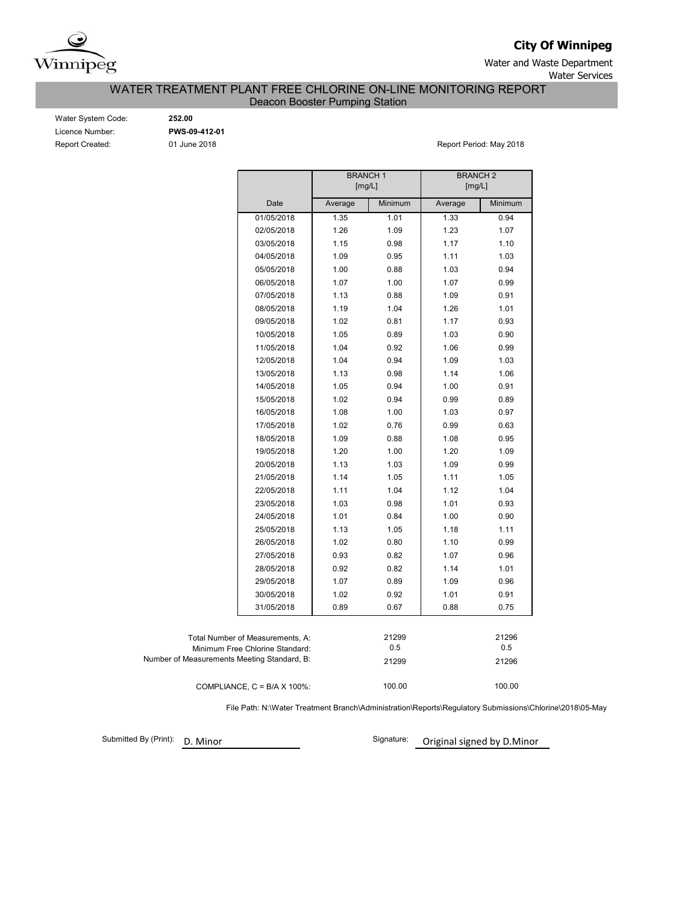**City Of Winnipeg**

Water and Waste Department
Water Services

## WATER TREATMENT PLANT FREE CHLORINE ON-LINE MONITORING REPORT
Deacon Booster Pumping Station

Water System Code: **252.00**
Licence Number: **PWS-09-412-01**
Report Created: 01 June 2018

Report Period: May 2018

| | BRANCH 1 [mg/L] | | BRANCH 2 [mg/L] | |
|---|---|---|---|---|
| Date | Average | Minimum | Average | Minimum |
| 01/05/2018 | 1.35 | 1.01 | 1.33 | 0.94 |
| 02/05/2018 | 1.26 | 1.09 | 1.23 | 1.07 |
| 03/05/2018 | 1.15 | 0.98 | 1.17 | 1.10 |
| 04/05/2018 | 1.09 | 0.95 | 1.11 | 1.03 |
| 05/05/2018 | 1.00 | 0.88 | 1.03 | 0.94 |
| 06/05/2018 | 1.07 | 1.00 | 1.07 | 0.99 |
| 07/05/2018 | 1.13 | 0.88 | 1.09 | 0.91 |
| 08/05/2018 | 1.19 | 1.04 | 1.26 | 1.01 |
| 09/05/2018 | 1.02 | 0.81 | 1.17 | 0.93 |
| 10/05/2018 | 1.05 | 0.89 | 1.03 | 0.90 |
| 11/05/2018 | 1.04 | 0.92 | 1.06 | 0.99 |
| 12/05/2018 | 1.04 | 0.94 | 1.09 | 1.03 |
| 13/05/2018 | 1.13 | 0.98 | 1.14 | 1.06 |
| 14/05/2018 | 1.05 | 0.94 | 1.00 | 0.91 |
| 15/05/2018 | 1.02 | 0.94 | 0.99 | 0.89 |
| 16/05/2018 | 1.08 | 1.00 | 1.03 | 0.97 |
| 17/05/2018 | 1.02 | 0.76 | 0.99 | 0.63 |
| 18/05/2018 | 1.09 | 0.88 | 1.08 | 0.95 |
| 19/05/2018 | 1.20 | 1.00 | 1.20 | 1.09 |
| 20/05/2018 | 1.13 | 1.03 | 1.09 | 0.99 |
| 21/05/2018 | 1.14 | 1.05 | 1.11 | 1.05 |
| 22/05/2018 | 1.11 | 1.04 | 1.12 | 1.04 |
| 23/05/2018 | 1.03 | 0.98 | 1.01 | 0.93 |
| 24/05/2018 | 1.01 | 0.84 | 1.00 | 0.90 |
| 25/05/2018 | 1.13 | 1.05 | 1.18 | 1.11 |
| 26/05/2018 | 1.02 | 0.80 | 1.10 | 0.99 |
| 27/05/2018 | 0.93 | 0.82 | 1.07 | 0.96 |
| 28/05/2018 | 0.92 | 0.82 | 1.14 | 1.01 |
| 29/05/2018 | 1.07 | 0.89 | 1.09 | 0.96 |
| 30/05/2018 | 1.02 | 0.92 | 1.01 | 0.91 |
| 31/05/2018 | 0.89 | 0.67 | 0.88 | 0.75 |

| | BRANCH 1 | BRANCH 2 |
|---|---|---|
| Total Number of Measurements, A: | 21299 | 21296 |
| Minimum Free Chlorine Standard: | 0.5 | 0.5 |
| Number of Measurements Meeting Standard, B: | 21299 | 21296 |
| COMPLIANCE, C = B/A X 100%: | 100.00 | 100.00 |

File Path: N:\Water Treatment Branch\Administration\Reports\Regulatory Submissions\Chlorine\2018\05-May

Submitted By (Print): D. Minor

Signature: Original signed by D.Minor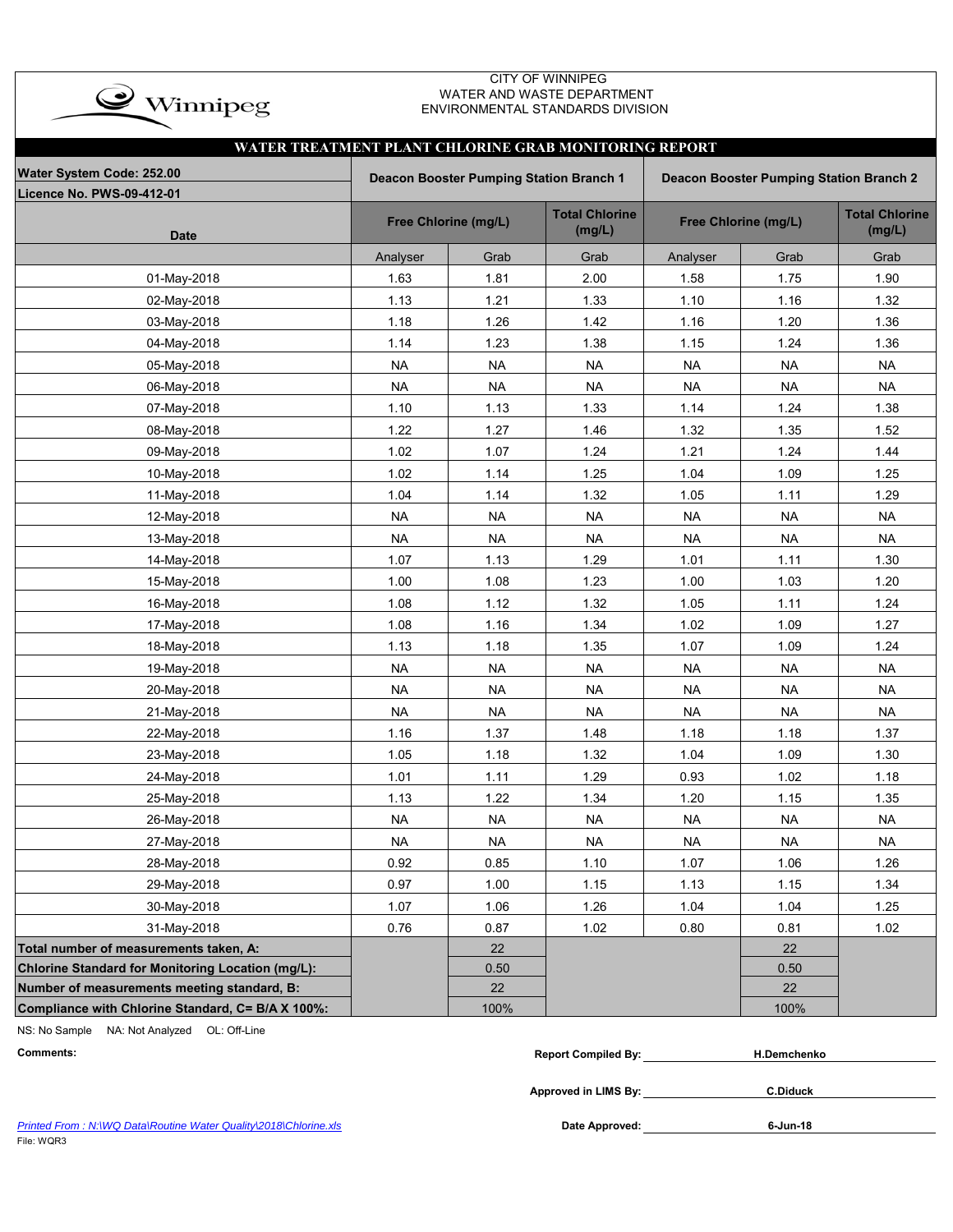CITY OF WINNIPEG
WATER AND WASTE DEPARTMENT
ENVIRONMENTAL STANDARDS DIVISION

## WATER TREATMENT PLANT CHLORINE GRAB MONITORING REPORT

| Water System Code: 252.00 / Licence No. PWS-09-412-01 | Deacon Booster Pumping Station Branch 1 | | | Deacon Booster Pumping Station Branch 2 | | |
|---|---|---|---|---|---|---|
| Date | Free Chlorine (mg/L) | | Total Chlorine (mg/L) | Free Chlorine (mg/L) | | Total Chlorine (mg/L) |
| | Analyser | Grab | Grab | Analyser | Grab | Grab |
| 01-May-2018 | 1.63 | 1.81 | 2.00 | 1.58 | 1.75 | 1.90 |
| 02-May-2018 | 1.13 | 1.21 | 1.33 | 1.10 | 1.16 | 1.32 |
| 03-May-2018 | 1.18 | 1.26 | 1.42 | 1.16 | 1.20 | 1.36 |
| 04-May-2018 | 1.14 | 1.23 | 1.38 | 1.15 | 1.24 | 1.36 |
| 05-May-2018 | NA | NA | NA | NA | NA | NA |
| 06-May-2018 | NA | NA | NA | NA | NA | NA |
| 07-May-2018 | 1.10 | 1.13 | 1.33 | 1.14 | 1.24 | 1.38 |
| 08-May-2018 | 1.22 | 1.27 | 1.46 | 1.32 | 1.35 | 1.52 |
| 09-May-2018 | 1.02 | 1.07 | 1.24 | 1.21 | 1.24 | 1.44 |
| 10-May-2018 | 1.02 | 1.14 | 1.25 | 1.04 | 1.09 | 1.25 |
| 11-May-2018 | 1.04 | 1.14 | 1.32 | 1.05 | 1.11 | 1.29 |
| 12-May-2018 | NA | NA | NA | NA | NA | NA |
| 13-May-2018 | NA | NA | NA | NA | NA | NA |
| 14-May-2018 | 1.07 | 1.13 | 1.29 | 1.01 | 1.11 | 1.30 |
| 15-May-2018 | 1.00 | 1.08 | 1.23 | 1.00 | 1.03 | 1.20 |
| 16-May-2018 | 1.08 | 1.12 | 1.32 | 1.05 | 1.11 | 1.24 |
| 17-May-2018 | 1.08 | 1.16 | 1.34 | 1.02 | 1.09 | 1.27 |
| 18-May-2018 | 1.13 | 1.18 | 1.35 | 1.07 | 1.09 | 1.24 |
| 19-May-2018 | NA | NA | NA | NA | NA | NA |
| 20-May-2018 | NA | NA | NA | NA | NA | NA |
| 21-May-2018 | NA | NA | NA | NA | NA | NA |
| 22-May-2018 | 1.16 | 1.37 | 1.48 | 1.18 | 1.18 | 1.37 |
| 23-May-2018 | 1.05 | 1.18 | 1.32 | 1.04 | 1.09 | 1.30 |
| 24-May-2018 | 1.01 | 1.11 | 1.29 | 0.93 | 1.02 | 1.18 |
| 25-May-2018 | 1.13 | 1.22 | 1.34 | 1.20 | 1.15 | 1.35 |
| 26-May-2018 | NA | NA | NA | NA | NA | NA |
| 27-May-2018 | NA | NA | NA | NA | NA | NA |
| 28-May-2018 | 0.92 | 0.85 | 1.10 | 1.07 | 1.06 | 1.26 |
| 29-May-2018 | 0.97 | 1.00 | 1.15 | 1.13 | 1.15 | 1.34 |
| 30-May-2018 | 1.07 | 1.06 | 1.26 | 1.04 | 1.04 | 1.25 |
| 31-May-2018 | 0.76 | 0.87 | 1.02 | 0.80 | 0.81 | 1.02 |
| **Total number of measurements taken, A:** | | 22 | | | 22 | |
| **Chlorine Standard for Monitoring Location (mg/L):** | | 0.50 | | | 0.50 | |
| **Number of measurements meeting standard, B:** | | 22 | | | 22 | |
| **Compliance with Chlorine Standard, C= B/A X 100%:** | | 100% | | | 100% | |

NS: No Sample NA: Not Analyzed OL: Off-Line

**Comments:**

**Report Compiled By:** H.Demchenko

**Approved in LIMS By:** C.Diduck

**Date Approved:** 6-Jun-18

*Printed From : N:\WQ Data\Routine Water Quality\2018\Chlorine.xls*

File: WQR3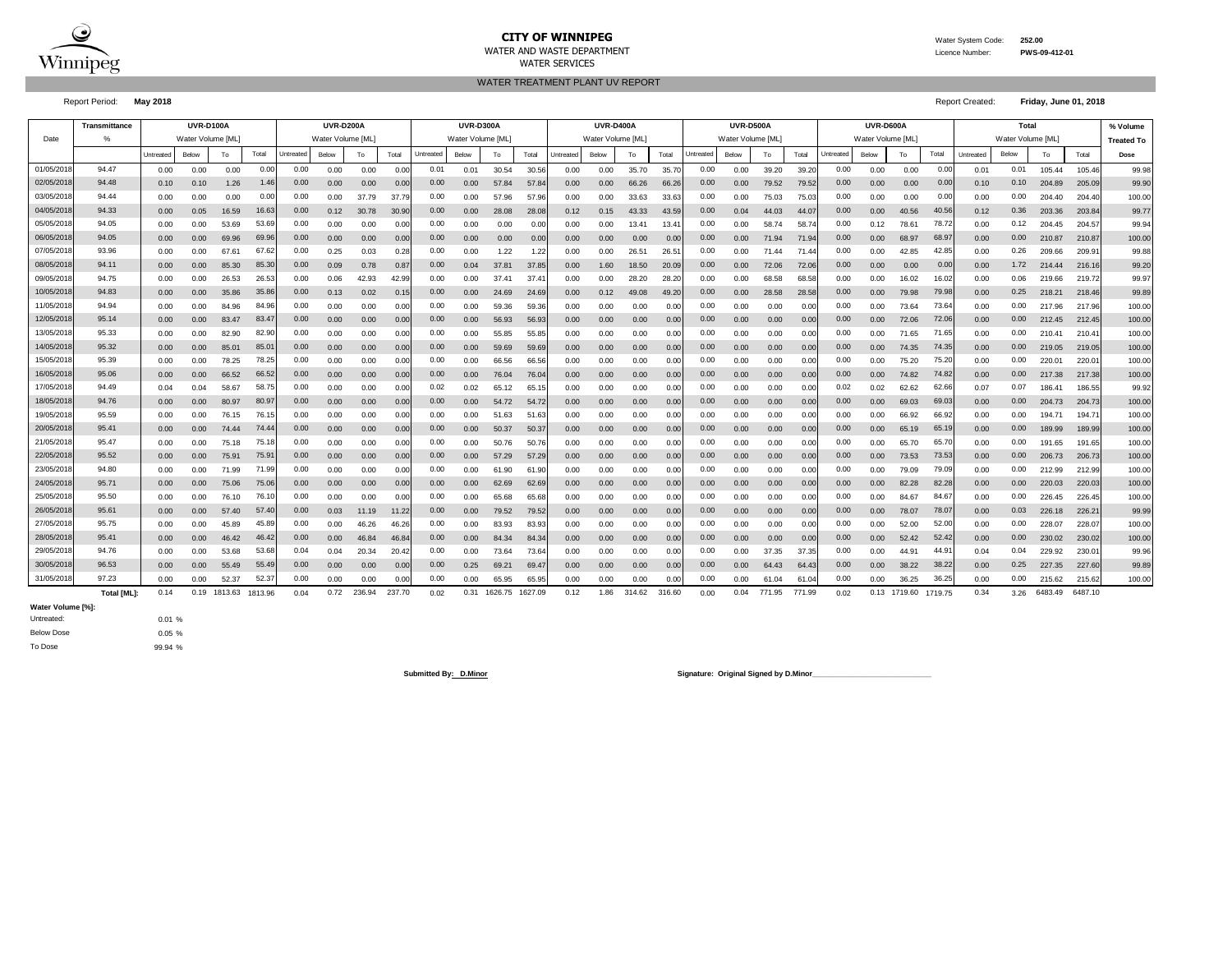Winnipeg

**CITY OF WINNIPEG**

WATER AND WASTE DEPARTMENT

WATER SERVICES

Water System Code: **252.00**

Licence Number: **PWS-09-412-01**

## WATER TREATMENT PLANT UV REPORT

Report Period: **May 2018**

Report Created: **Friday, June 01, 2018**

| Date | Transmittance | UVR-D100A | | | | UVR-D200A | | | | UVR-D300A | | | | UVR-D400A | | | | UVR-D500A | | | | UVR-D600A | | | | Total | | | | % Volume |
|---|---|---|---|---|---|---|---|---|---|---|---|---|---|---|---|---|---|---|---|---|---|---|---|---|---|---|---|---|---|---|
| | % | Water Volume [ML] | | | | Water Volume [ML] | | | | Water Volume [ML] | | | | Water Volume [ML] | | | | Water Volume [ML] | | | | Water Volume [ML] | | | | Water Volume [ML] | | | | Treated To |
| | | Untreated | Below | To | Total | Untreated | Below | To | Total | Untreated | Below | To | Total | Untreated | Below | To | Total | Untreated | Below | To | Total | Untreated | Below | To | Total | Untreated | Below | To | Total | Dose |
| 01/05/2018 | 94.47 | 0.00 | 0.00 | 0.00 | 0.00 | 0.00 | 0.00 | 0.00 | 0.00 | 0.01 | 0.01 | 30.54 | 30.56 | 0.00 | 0.00 | 35.70 | 35.70 | 0.00 | 0.00 | 39.20 | 39.20 | 0.00 | 0.00 | 0.00 | 0.00 | 0.01 | 0.01 | 105.44 | 105.46 | 99.98 |
| 02/05/2018 | 94.48 | 0.10 | 0.10 | 1.26 | 1.46 | 0.00 | 0.00 | 0.00 | 0.00 | 0.00 | 0.00 | 57.84 | 57.84 | 0.00 | 0.00 | 66.26 | 66.26 | 0.00 | 0.00 | 79.52 | 79.52 | 0.00 | 0.00 | 0.00 | 0.00 | 0.10 | 0.10 | 204.89 | 205.09 | 99.90 |
| 03/05/2018 | 94.44 | 0.00 | 0.00 | 0.00 | 0.00 | 0.00 | 0.00 | 37.79 | 37.79 | 0.00 | 0.00 | 57.96 | 57.96 | 0.00 | 0.00 | 33.63 | 33.63 | 0.00 | 0.00 | 75.03 | 75.03 | 0.00 | 0.00 | 0.00 | 0.00 | 0.00 | 0.00 | 204.40 | 204.40 | 100.00 |
| 04/05/2018 | 94.33 | 0.00 | 0.05 | 16.59 | 16.63 | 0.00 | 0.12 | 30.78 | 30.90 | 0.00 | 0.00 | 28.08 | 28.08 | 0.12 | 0.15 | 43.33 | 43.59 | 0.00 | 0.04 | 44.03 | 44.07 | 0.00 | 0.00 | 40.56 | 40.56 | 0.12 | 0.36 | 203.36 | 203.84 | 99.77 |
| 05/05/2018 | 94.05 | 0.00 | 0.00 | 53.69 | 53.69 | 0.00 | 0.00 | 0.00 | 0.00 | 0.00 | 0.00 | 0.00 | 0.00 | 0.00 | 0.00 | 13.41 | 13.41 | 0.00 | 0.00 | 58.74 | 58.74 | 0.00 | 0.12 | 78.61 | 78.72 | 0.00 | 0.12 | 204.45 | 204.57 | 99.94 |
| 06/05/2018 | 94.05 | 0.00 | 0.00 | 69.96 | 69.96 | 0.00 | 0.00 | 0.00 | 0.00 | 0.00 | 0.00 | 0.00 | 0.00 | 0.00 | 0.00 | 0.00 | 0.00 | 0.00 | 0.00 | 71.94 | 71.94 | 0.00 | 0.00 | 68.97 | 68.97 | 0.00 | 0.00 | 210.87 | 210.87 | 100.00 |
| 07/05/2018 | 93.96 | 0.00 | 0.00 | 67.61 | 67.62 | 0.00 | 0.25 | 0.03 | 0.28 | 0.00 | 0.00 | 1.22 | 1.22 | 0.00 | 0.00 | 26.51 | 26.51 | 0.00 | 0.00 | 71.44 | 71.44 | 0.00 | 0.00 | 42.85 | 42.85 | 0.00 | 0.26 | 209.66 | 209.91 | 99.88 |
| 08/05/2018 | 94.11 | 0.00 | 0.00 | 85.30 | 85.30 | 0.00 | 0.09 | 0.78 | 0.87 | 0.00 | 0.04 | 37.81 | 37.85 | 0.00 | 1.60 | 18.50 | 20.09 | 0.00 | 0.00 | 72.06 | 72.06 | 0.00 | 0.00 | 0.00 | 0.00 | 0.00 | 1.72 | 214.44 | 216.16 | 99.20 |
| 09/05/2018 | 94.75 | 0.00 | 0.00 | 26.53 | 26.53 | 0.00 | 0.06 | 42.93 | 42.99 | 0.00 | 0.00 | 37.41 | 37.41 | 0.00 | 0.00 | 28.20 | 28.20 | 0.00 | 0.00 | 68.58 | 68.58 | 0.00 | 0.00 | 16.02 | 16.02 | 0.00 | 0.06 | 219.66 | 219.72 | 99.97 |
| 10/05/2018 | 94.83 | 0.00 | 0.00 | 35.86 | 35.86 | 0.00 | 0.13 | 0.02 | 0.15 | 0.00 | 0.00 | 24.69 | 24.69 | 0.00 | 0.12 | 49.08 | 49.20 | 0.00 | 0.00 | 28.58 | 28.58 | 0.00 | 0.00 | 79.98 | 79.98 | 0.00 | 0.25 | 218.21 | 218.46 | 99.89 |
| 11/05/2018 | 94.94 | 0.00 | 0.00 | 84.96 | 84.96 | 0.00 | 0.00 | 0.00 | 0.00 | 0.00 | 0.00 | 59.36 | 59.36 | 0.00 | 0.00 | 0.00 | 0.00 | 0.00 | 0.00 | 0.00 | 0.00 | 0.00 | 0.00 | 73.64 | 73.64 | 0.00 | 0.00 | 217.96 | 217.96 | 100.00 |
| 12/05/2018 | 95.14 | 0.00 | 0.00 | 83.47 | 83.47 | 0.00 | 0.00 | 0.00 | 0.00 | 0.00 | 0.00 | 56.93 | 56.93 | 0.00 | 0.00 | 0.00 | 0.00 | 0.00 | 0.00 | 0.00 | 0.00 | 0.00 | 0.00 | 72.06 | 72.06 | 0.00 | 0.00 | 212.45 | 212.45 | 100.00 |
| 13/05/2018 | 95.33 | 0.00 | 0.00 | 82.90 | 82.90 | 0.00 | 0.00 | 0.00 | 0.00 | 0.00 | 0.00 | 55.85 | 55.85 | 0.00 | 0.00 | 0.00 | 0.00 | 0.00 | 0.00 | 0.00 | 0.00 | 0.00 | 0.00 | 71.65 | 71.65 | 0.00 | 0.00 | 210.41 | 210.41 | 100.00 |
| 14/05/2018 | 95.32 | 0.00 | 0.00 | 85.01 | 85.01 | 0.00 | 0.00 | 0.00 | 0.00 | 0.00 | 0.00 | 59.69 | 59.69 | 0.00 | 0.00 | 0.00 | 0.00 | 0.00 | 0.00 | 0.00 | 0.00 | 0.00 | 0.00 | 74.35 | 74.35 | 0.00 | 0.00 | 219.05 | 219.05 | 100.00 |
| 15/05/2018 | 95.39 | 0.00 | 0.00 | 78.25 | 78.25 | 0.00 | 0.00 | 0.00 | 0.00 | 0.00 | 0.00 | 66.56 | 66.56 | 0.00 | 0.00 | 0.00 | 0.00 | 0.00 | 0.00 | 0.00 | 0.00 | 0.00 | 0.00 | 75.20 | 75.20 | 0.00 | 0.00 | 220.01 | 220.01 | 100.00 |
| 16/05/2018 | 95.06 | 0.00 | 0.00 | 66.52 | 66.52 | 0.00 | 0.00 | 0.00 | 0.00 | 0.00 | 0.00 | 76.04 | 76.04 | 0.00 | 0.00 | 0.00 | 0.00 | 0.00 | 0.00 | 0.00 | 0.00 | 0.00 | 0.00 | 74.82 | 74.82 | 0.00 | 0.00 | 217.38 | 217.38 | 100.00 |
| 17/05/2018 | 94.49 | 0.04 | 0.04 | 58.67 | 58.75 | 0.00 | 0.00 | 0.00 | 0.00 | 0.02 | 0.02 | 65.12 | 65.15 | 0.00 | 0.00 | 0.00 | 0.00 | 0.00 | 0.00 | 0.00 | 0.00 | 0.02 | 0.02 | 62.62 | 62.66 | 0.07 | 0.07 | 186.41 | 186.55 | 99.92 |
| 18/05/2018 | 94.76 | 0.00 | 0.00 | 80.97 | 80.97 | 0.00 | 0.00 | 0.00 | 0.00 | 0.00 | 0.00 | 54.72 | 54.72 | 0.00 | 0.00 | 0.00 | 0.00 | 0.00 | 0.00 | 0.00 | 0.00 | 0.00 | 0.00 | 69.03 | 69.03 | 0.00 | 0.00 | 204.73 | 204.73 | 100.00 |
| 19/05/2018 | 95.59 | 0.00 | 0.00 | 76.15 | 76.15 | 0.00 | 0.00 | 0.00 | 0.00 | 0.00 | 0.00 | 51.63 | 51.63 | 0.00 | 0.00 | 0.00 | 0.00 | 0.00 | 0.00 | 0.00 | 0.00 | 0.00 | 0.00 | 66.92 | 66.92 | 0.00 | 0.00 | 194.71 | 194.71 | 100.00 |
| 20/05/2018 | 95.41 | 0.00 | 0.00 | 74.44 | 74.44 | 0.00 | 0.00 | 0.00 | 0.00 | 0.00 | 0.00 | 50.37 | 50.37 | 0.00 | 0.00 | 0.00 | 0.00 | 0.00 | 0.00 | 0.00 | 0.00 | 0.00 | 0.00 | 65.19 | 65.19 | 0.00 | 0.00 | 189.99 | 189.99 | 100.00 |
| 21/05/2018 | 95.47 | 0.00 | 0.00 | 75.18 | 75.18 | 0.00 | 0.00 | 0.00 | 0.00 | 0.00 | 0.00 | 50.76 | 50.76 | 0.00 | 0.00 | 0.00 | 0.00 | 0.00 | 0.00 | 0.00 | 0.00 | 0.00 | 0.00 | 65.70 | 65.70 | 0.00 | 0.00 | 191.65 | 191.65 | 100.00 |
| 22/05/2018 | 95.52 | 0.00 | 0.00 | 75.91 | 75.91 | 0.00 | 0.00 | 0.00 | 0.00 | 0.00 | 0.00 | 57.29 | 57.29 | 0.00 | 0.00 | 0.00 | 0.00 | 0.00 | 0.00 | 0.00 | 0.00 | 0.00 | 0.00 | 73.53 | 73.53 | 0.00 | 0.00 | 206.73 | 206.73 | 100.00 |
| 23/05/2018 | 94.80 | 0.00 | 0.00 | 71.99 | 71.99 | 0.00 | 0.00 | 0.00 | 0.00 | 0.00 | 0.00 | 61.90 | 61.90 | 0.00 | 0.00 | 0.00 | 0.00 | 0.00 | 0.00 | 0.00 | 0.00 | 0.00 | 0.00 | 79.09 | 79.09 | 0.00 | 0.00 | 212.99 | 212.99 | 100.00 |
| 24/05/2018 | 95.71 | 0.00 | 0.00 | 75.06 | 75.06 | 0.00 | 0.00 | 0.00 | 0.00 | 0.00 | 0.00 | 62.69 | 62.69 | 0.00 | 0.00 | 0.00 | 0.00 | 0.00 | 0.00 | 0.00 | 0.00 | 0.00 | 0.00 | 82.28 | 82.28 | 0.00 | 0.00 | 220.03 | 220.03 | 100.00 |
| 25/05/2018 | 95.50 | 0.00 | 0.00 | 76.10 | 76.10 | 0.00 | 0.00 | 0.00 | 0.00 | 0.00 | 0.00 | 65.68 | 65.68 | 0.00 | 0.00 | 0.00 | 0.00 | 0.00 | 0.00 | 0.00 | 0.00 | 0.00 | 0.00 | 84.67 | 84.67 | 0.00 | 0.00 | 226.45 | 226.45 | 100.00 |
| 26/05/2018 | 95.61 | 0.00 | 0.00 | 57.40 | 57.40 | 0.00 | 0.03 | 11.19 | 11.22 | 0.00 | 0.00 | 79.52 | 79.52 | 0.00 | 0.00 | 0.00 | 0.00 | 0.00 | 0.00 | 0.00 | 0.00 | 0.00 | 0.00 | 78.07 | 78.07 | 0.00 | 0.03 | 226.18 | 226.21 | 99.99 |
| 27/05/2018 | 95.75 | 0.00 | 0.00 | 45.89 | 45.89 | 0.00 | 0.00 | 46.26 | 46.26 | 0.00 | 0.00 | 83.93 | 83.93 | 0.00 | 0.00 | 0.00 | 0.00 | 0.00 | 0.00 | 0.00 | 0.00 | 0.00 | 0.00 | 52.00 | 52.00 | 0.00 | 0.00 | 228.07 | 228.07 | 100.00 |
| 28/05/2018 | 95.41 | 0.00 | 0.00 | 46.42 | 46.42 | 0.00 | 0.00 | 46.84 | 46.84 | 0.00 | 0.00 | 84.34 | 84.34 | 0.00 | 0.00 | 0.00 | 0.00 | 0.00 | 0.00 | 0.00 | 0.00 | 0.00 | 0.00 | 52.42 | 52.42 | 0.00 | 0.00 | 230.02 | 230.02 | 100.00 |
| 29/05/2018 | 94.76 | 0.00 | 0.00 | 53.68 | 53.68 | 0.04 | 0.04 | 20.34 | 20.42 | 0.00 | 0.00 | 73.64 | 73.64 | 0.00 | 0.00 | 0.00 | 0.00 | 0.00 | 0.00 | 37.35 | 37.35 | 0.00 | 0.00 | 44.91 | 44.91 | 0.04 | 0.04 | 229.92 | 230.01 | 99.96 |
| 30/05/2018 | 96.53 | 0.00 | 0.00 | 55.49 | 55.49 | 0.00 | 0.00 | 0.00 | 0.00 | 0.00 | 0.25 | 69.21 | 69.47 | 0.00 | 0.00 | 0.00 | 0.00 | 0.00 | 0.00 | 64.43 | 64.43 | 0.00 | 0.00 | 38.22 | 38.22 | 0.00 | 0.25 | 227.35 | 227.60 | 99.89 |
| 31/05/2018 | 97.23 | 0.00 | 0.00 | 52.37 | 52.37 | 0.00 | 0.00 | 0.00 | 0.00 | 0.00 | 0.00 | 65.95 | 65.95 | 0.00 | 0.00 | 0.00 | 0.00 | 0.00 | 0.00 | 61.04 | 61.04 | 0.00 | 0.00 | 36.25 | 36.25 | 0.00 | 0.00 | 215.62 | 215.62 | 100.00 |
| | Total [ML]: | 0.14 | 0.19 | 1813.63 | 1813.96 | 0.04 | 0.72 | 236.94 | 237.70 | 0.02 | 0.31 | 1626.75 | 1627.09 | 0.12 | 1.86 | 314.62 | 316.60 | 0.00 | 0.04 | 771.95 | 771.99 | 0.02 | 0.13 | 1719.60 | 1719.75 | 0.34 | 3.26 | 6483.49 | 6487.10 | |

**Water Volume [%]:**

| | |
|---|---|
| Untreated: | 0.01 % |
| Below Dose | 0.05 % |
| To Dose | 99.94 % |

**Submitted By: D.Minor**

**Signature: Original Signed by D.Minor**